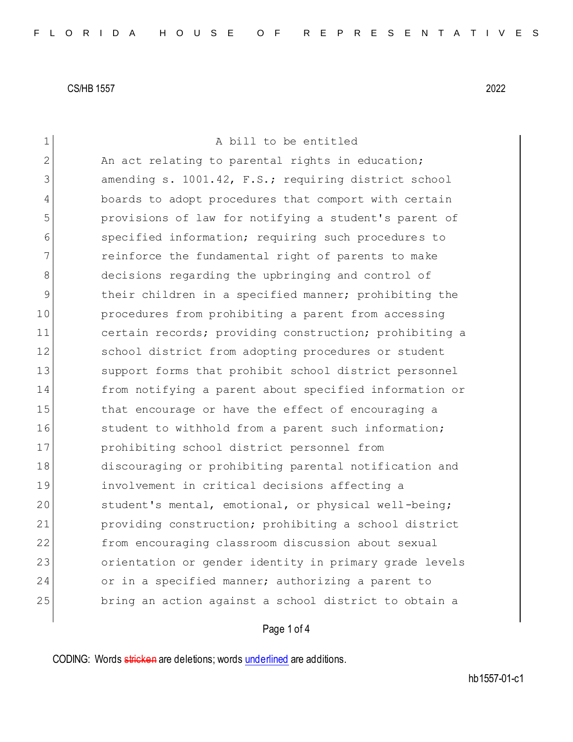CS/HB 1557 2022

1 A bill to be entitled
2 An act relating to parental rights in education;
3 amending s. 1001.42, F.S.; requiring district school
4 boards to adopt procedures that comport with certain
5 provisions of law for notifying a student's parent of
6 specified information; requiring such procedures to
7 reinforce the fundamental right of parents to make
8 decisions regarding the upbringing and control of
9 their children in a specified manner; prohibiting the
10 procedures from prohibiting a parent from accessing
11 certain records; providing construction; prohibiting a
12 school district from adopting procedures or student
13 support forms that prohibit school district personnel
14 from notifying a parent about specified information or
15 that encourage or have the effect of encouraging a
16 student to withhold from a parent such information;
17 prohibiting school district personnel from
18 discouraging or prohibiting parental notification and
19 involvement in critical decisions affecting a
20 student's mental, emotional, or physical well-being;
21 providing construction; prohibiting a school district
22 from encouraging classroom discussion about sexual
23 orientation or gender identity in primary grade levels
24 or in a specified manner; authorizing a parent to
25 bring an action against a school district to obtain a

CODING: Words stricken are deletions; words underlined are additions.

hb1557-01-c1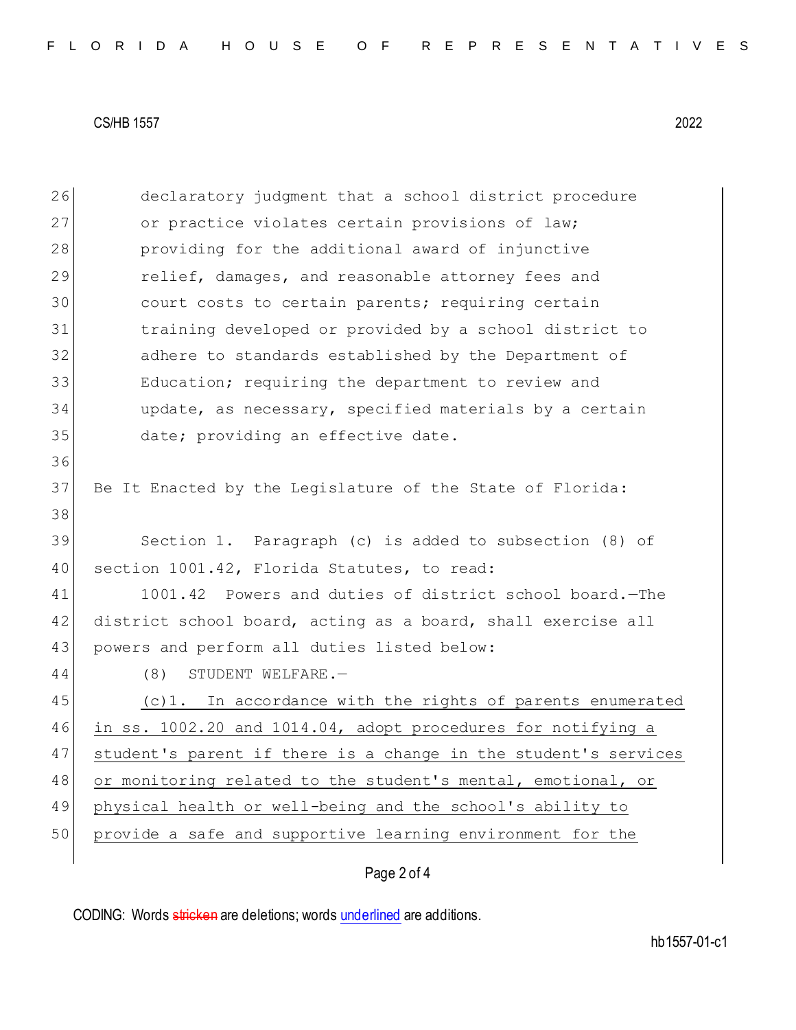declaratory judgment that a school district procedure or practice violates certain provisions of law; providing for the additional award of injunctive relief, damages, and reasonable attorney fees and court costs to certain parents; requiring certain training developed or provided by a school district to adhere to standards established by the Department of Education; requiring the department to review and update, as necessary, specified materials by a certain date; providing an effective date.

Be It Enacted by the Legislature of the State of Florida:

Section 1. Paragraph (c) is added to subsection (8) of section 1001.42, Florida Statutes, to read:

1001.42 Powers and duties of district school board.—The district school board, acting as a board, shall exercise all powers and perform all duties listed below:

(8) STUDENT WELFARE.—

<u>(c)1. In accordance with the rights of parents enumerated in ss. 1002.20 and 1014.04, adopt procedures for notifying a student's parent if there is a change in the student's services or monitoring related to the student's mental, emotional, or physical health or well-being and the school's ability to provide a safe and supportive learning environment for the</u>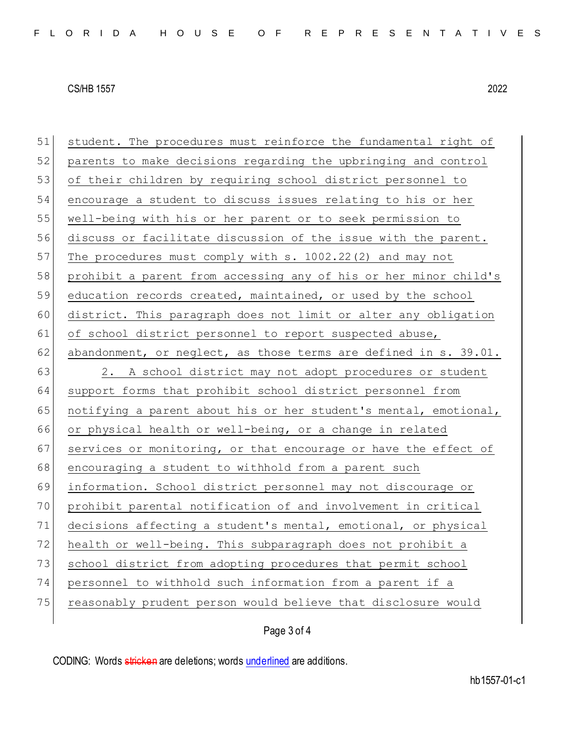student. The procedures must reinforce the fundamental right of parents to make decisions regarding the upbringing and control of their children by requiring school district personnel to encourage a student to discuss issues relating to his or her well-being with his or her parent or to seek permission to discuss or facilitate discussion of the issue with the parent. The procedures must comply with s. 1002.22(2) and may not prohibit a parent from accessing any of his or her minor child's education records created, maintained, or used by the school district. This paragraph does not limit or alter any obligation of school district personnel to report suspected abuse, abandonment, or neglect, as those terms are defined in s. 39.01.

2. A school district may not adopt procedures or student support forms that prohibit school district personnel from notifying a parent about his or her student's mental, emotional, or physical health or well-being, or a change in related services or monitoring, or that encourage or have the effect of encouraging a student to withhold from a parent such information. School district personnel may not discourage or prohibit parental notification of and involvement in critical decisions affecting a student's mental, emotional, or physical health or well-being. This subparagraph does not prohibit a school district from adopting procedures that permit school personnel to withhold such information from a parent if a reasonably prudent person would believe that disclosure would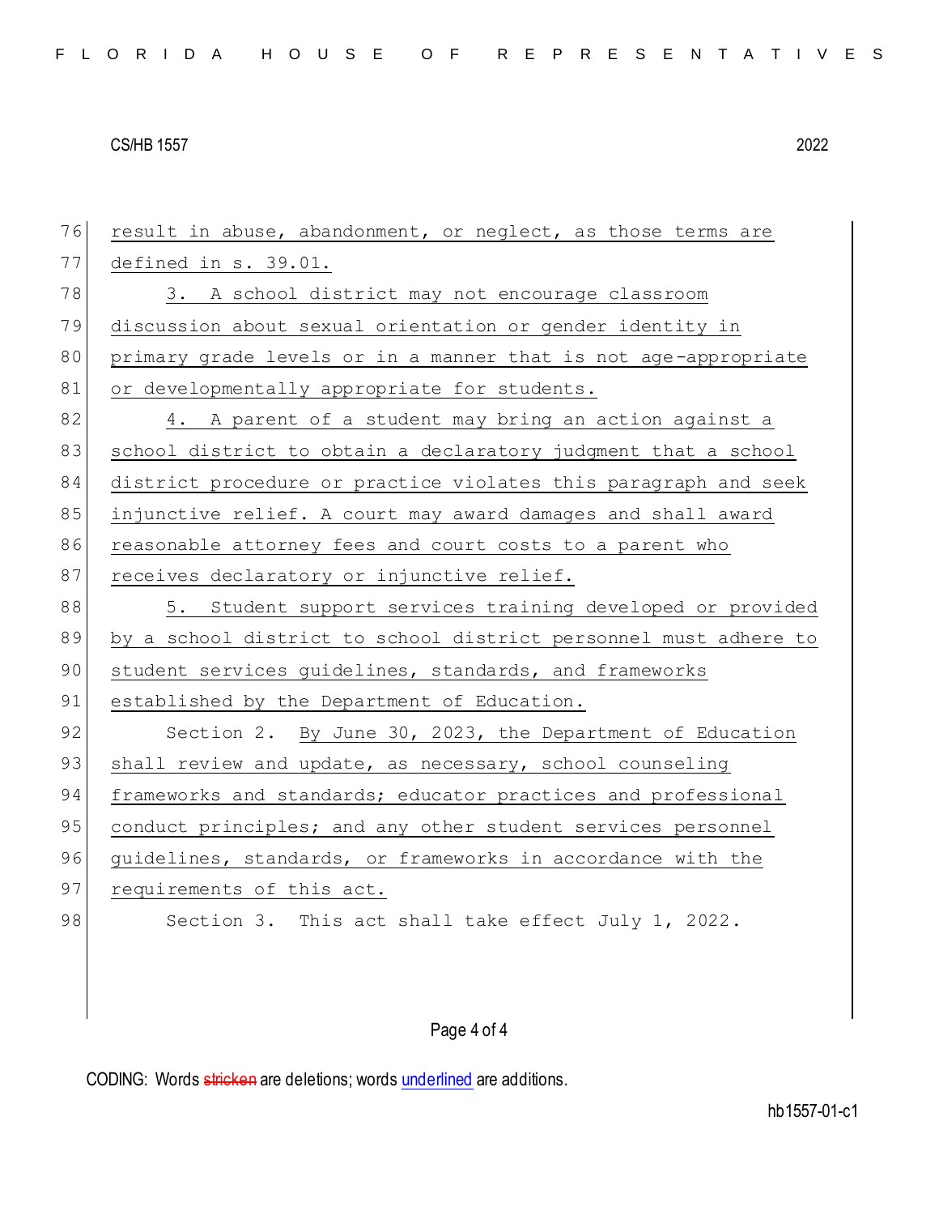result in abuse, abandonment, or neglect, as those terms are defined in s. 39.01.

3. A school district may not encourage classroom discussion about sexual orientation or gender identity in primary grade levels or in a manner that is not age-appropriate or developmentally appropriate for students.

4. A parent of a student may bring an action against a school district to obtain a declaratory judgment that a school district procedure or practice violates this paragraph and seek injunctive relief. A court may award damages and shall award reasonable attorney fees and court costs to a parent who receives declaratory or injunctive relief.

5. Student support services training developed or provided by a school district to school district personnel must adhere to student services guidelines, standards, and frameworks established by the Department of Education.

Section 2. By June 30, 2023, the Department of Education shall review and update, as necessary, school counseling frameworks and standards; educator practices and professional conduct principles; and any other student services personnel guidelines, standards, or frameworks in accordance with the requirements of this act.

Section 3. This act shall take effect July 1, 2022.

CODING: Words stricken are deletions; words underlined are additions.